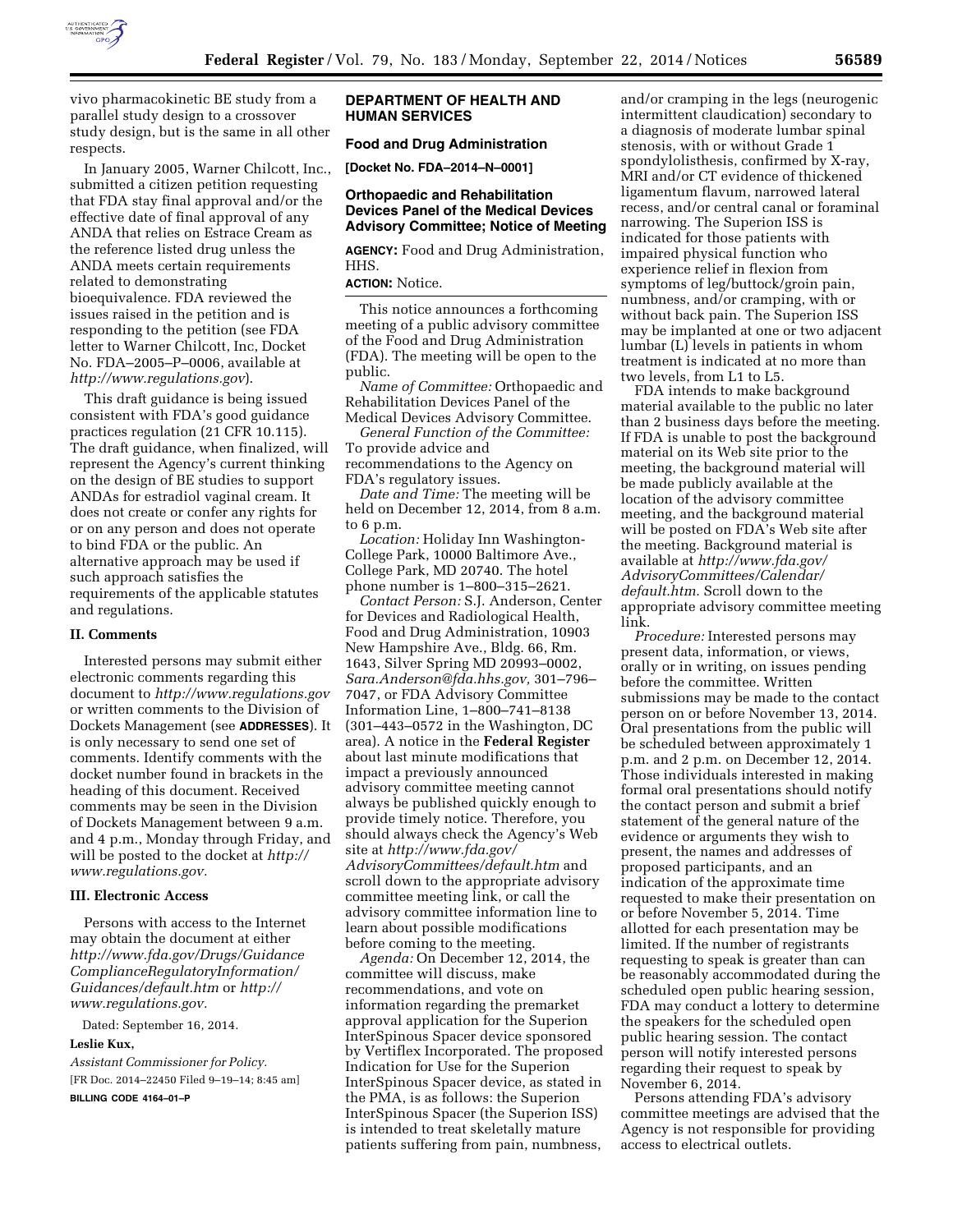vivo pharmacokinetic BE study from a parallel study design to a crossover study design, but is the same in all other respects.

In January 2005, Warner Chilcott, Inc., submitted a citizen petition requesting that FDA stay final approval and/or the effective date of final approval of any ANDA that relies on Estrace Cream as the reference listed drug unless the ANDA meets certain requirements related to demonstrating bioequivalence. FDA reviewed the issues raised in the petition and is responding to the petition (see FDA letter to Warner Chilcott, Inc, Docket No. FDA–2005–P–0006, available at *http://www.regulations.gov*).

This draft guidance is being issued consistent with FDA's good guidance practices regulation (21 CFR 10.115). The draft guidance, when finalized, will represent the Agency's current thinking on the design of BE studies to support ANDAs for estradiol vaginal cream. It does not create or confer any rights for or on any person and does not operate to bind FDA or the public. An alternative approach may be used if such approach satisfies the requirements of the applicable statutes and regulations.

## II. Comments

Interested persons may submit either electronic comments regarding this document to *http://www.regulations.gov* or written comments to the Division of Dockets Management (see **ADDRESSES**). It is only necessary to send one set of comments. Identify comments with the docket number found in brackets in the heading of this document. Received comments may be seen in the Division of Dockets Management between 9 a.m. and 4 p.m., Monday through Friday, and will be posted to the docket at *http://www.regulations.gov.*

## III. Electronic Access

Persons with access to the Internet may obtain the document at either *http://www.fda.gov/Drugs/GuidanceComplianceRegulatoryInformation/Guidances/default.htm* or *http://www.regulations.gov.*

Dated: September 16, 2014.

**Leslie Kux,**

*Assistant Commissioner for Policy.*

[FR Doc. 2014–22450 Filed 9–19–14; 8:45 am]

**BILLING CODE 4164–01–P**

## DEPARTMENT OF HEALTH AND HUMAN SERVICES

### Food and Drug Administration

**[Docket No. FDA–2014–N–0001]**

### Orthopaedic and Rehabilitation Devices Panel of the Medical Devices Advisory Committee; Notice of Meeting

**AGENCY:** Food and Drug Administration, HHS.

**ACTION:** Notice.

This notice announces a forthcoming meeting of a public advisory committee of the Food and Drug Administration (FDA). The meeting will be open to the public.

*Name of Committee:* Orthopaedic and Rehabilitation Devices Panel of the Medical Devices Advisory Committee.

*General Function of the Committee:* To provide advice and recommendations to the Agency on FDA's regulatory issues.

*Date and Time:* The meeting will be held on December 12, 2014, from 8 a.m. to 6 p.m.

*Location:* Holiday Inn Washington-College Park, 10000 Baltimore Ave., College Park, MD 20740. The hotel phone number is 1–800–315–2621.

*Contact Person:* S.J. Anderson, Center for Devices and Radiological Health, Food and Drug Administration, 10903 New Hampshire Ave., Bldg. 66, Rm. 1643, Silver Spring MD 20993–0002, *Sara.Anderson@fda.hhs.gov,* 301–796–7047, or FDA Advisory Committee Information Line, 1–800–741–8138 (301–443–0572 in the Washington, DC area). A notice in the **Federal Register** about last minute modifications that impact a previously announced advisory committee meeting cannot always be published quickly enough to provide timely notice. Therefore, you should always check the Agency's Web site at *http://www.fda.gov/AdvisoryCommittees/default.htm* and scroll down to the appropriate advisory committee meeting link, or call the advisory committee information line to learn about possible modifications before coming to the meeting.

*Agenda:* On December 12, 2014, the committee will discuss, make recommendations, and vote on information regarding the premarket approval application for the Superion InterSpinous Spacer device sponsored by Vertiflex Incorporated. The proposed Indication for Use for the Superion InterSpinous Spacer device, as stated in the PMA, is as follows: the Superion InterSpinous Spacer (the Superion ISS) is intended to treat skeletally mature patients suffering from pain, numbness, and/or cramping in the legs (neurogenic intermittent claudication) secondary to a diagnosis of moderate lumbar spinal stenosis, with or without Grade 1 spondylolisthesis, confirmed by X-ray, MRI and/or CT evidence of thickened ligamentum flavum, narrowed lateral recess, and/or central canal or foraminal narrowing. The Superion ISS is indicated for those patients with impaired physical function who experience relief in flexion from symptoms of leg/buttock/groin pain, numbness, and/or cramping, with or without back pain. The Superion ISS may be implanted at one or two adjacent lumbar (L) levels in patients in whom treatment is indicated at no more than two levels, from L1 to L5.

FDA intends to make background material available to the public no later than 2 business days before the meeting. If FDA is unable to post the background material on its Web site prior to the meeting, the background material will be made publicly available at the location of the advisory committee meeting, and the background material will be posted on FDA's Web site after the meeting. Background material is available at *http://www.fda.gov/AdvisoryCommittees/Calendar/default.htm.* Scroll down to the appropriate advisory committee meeting link.

*Procedure:* Interested persons may present data, information, or views, orally or in writing, on issues pending before the committee. Written submissions may be made to the contact person on or before November 13, 2014. Oral presentations from the public will be scheduled between approximately 1 p.m. and 2 p.m. on December 12, 2014. Those individuals interested in making formal oral presentations should notify the contact person and submit a brief statement of the general nature of the evidence or arguments they wish to present, the names and addresses of proposed participants, and an indication of the approximate time requested to make their presentation on or before November 5, 2014. Time allotted for each presentation may be limited. If the number of registrants requesting to speak is greater than can be reasonably accommodated during the scheduled open public hearing session, FDA may conduct a lottery to determine the speakers for the scheduled open public hearing session. The contact person will notify interested persons regarding their request to speak by November 6, 2014.

Persons attending FDA's advisory committee meetings are advised that the Agency is not responsible for providing access to electrical outlets.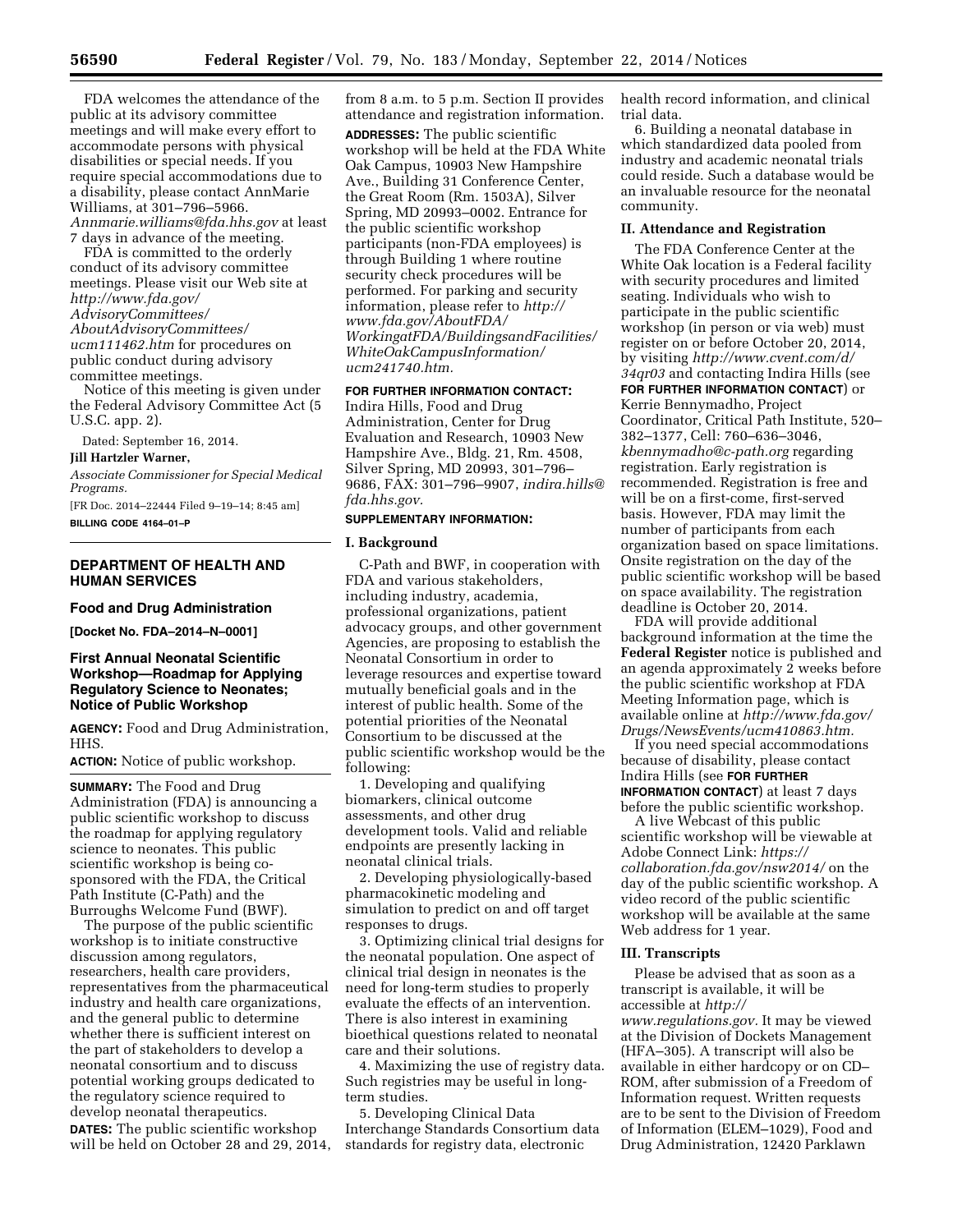FDA welcomes the attendance of the public at its advisory committee meetings and will make every effort to accommodate persons with physical disabilities or special needs. If you require special accommodations due to a disability, please contact AnnMarie Williams, at 301–796–5966. *Annmarie.williams@fda.hhs.gov* at least 7 days in advance of the meeting.

FDA is committed to the orderly conduct of its advisory committee meetings. Please visit our Web site at *http://www.fda.gov/AdvisoryCommittees/AboutAdvisoryCommittees/ucm111462.htm* for procedures on public conduct during advisory committee meetings.

Notice of this meeting is given under the Federal Advisory Committee Act (5 U.S.C. app. 2).

Dated: September 16, 2014.

**Jill Hartzler Warner,**

*Associate Commissioner for Special Medical Programs.*

[FR Doc. 2014–22444 Filed 9–19–14; 8:45 am]

**BILLING CODE 4164–01–P**

---

## DEPARTMENT OF HEALTH AND HUMAN SERVICES

### Food and Drug Administration

**[Docket No. FDA–2014–N–0001]**

### First Annual Neonatal Scientific Workshop—Roadmap for Applying Regulatory Science to Neonates; Notice of Public Workshop

**AGENCY:** Food and Drug Administration, HHS.

**ACTION:** Notice of public workshop.

**SUMMARY:** The Food and Drug Administration (FDA) is announcing a public scientific workshop to discuss the roadmap for applying regulatory science to neonates. This public scientific workshop is being co-sponsored with the FDA, the Critical Path Institute (C-Path) and the Burroughs Welcome Fund (BWF).

The purpose of the public scientific workshop is to initiate constructive discussion among regulators, researchers, health care providers, representatives from the pharmaceutical industry and health care organizations, and the general public to determine whether there is sufficient interest on the part of stakeholders to develop a neonatal consortium and to discuss potential working groups dedicated to the regulatory science required to develop neonatal therapeutics.

**DATES:** The public scientific workshop will be held on October 28 and 29, 2014, from 8 a.m. to 5 p.m. Section II provides attendance and registration information.

**ADDRESSES:** The public scientific workshop will be held at the FDA White Oak Campus, 10903 New Hampshire Ave., Building 31 Conference Center, the Great Room (Rm. 1503A), Silver Spring, MD 20993–0002. Entrance for the public scientific workshop participants (non-FDA employees) is through Building 1 where routine security check procedures will be performed. For parking and security information, please refer to *http://www.fda.gov/AboutFDA/WorkingatFDA/BuildingsandFacilities/WhiteOakCampusInformation/ucm241740.htm.*

**FOR FURTHER INFORMATION CONTACT:** Indira Hills, Food and Drug Administration, Center for Drug Evaluation and Research, 10903 New Hampshire Ave., Bldg. 21, Rm. 4508, Silver Spring, MD 20993, 301–796–9686, FAX: 301–796–9907, *indira.hills@fda.hhs.gov.*

**SUPPLEMENTARY INFORMATION:**

#### I. Background

C-Path and BWF, in cooperation with FDA and various stakeholders, including industry, academia, professional organizations, patient advocacy groups, and other government Agencies, are proposing to establish the Neonatal Consortium in order to leverage resources and expertise toward mutually beneficial goals and in the interest of public health. Some of the potential priorities of the Neonatal Consortium to be discussed at the public scientific workshop would be the following:

1. Developing and qualifying biomarkers, clinical outcome assessments, and other drug development tools. Valid and reliable endpoints are presently lacking in neonatal clinical trials.

2. Developing physiologically-based pharmacokinetic modeling and simulation to predict on and off target responses to drugs.

3. Optimizing clinical trial designs for the neonatal population. One aspect of clinical trial design in neonates is the need for long-term studies to properly evaluate the effects of an intervention. There is also interest in examining bioethical questions related to neonatal care and their solutions.

4. Maximizing the use of registry data. Such registries may be useful in long-term studies.

5. Developing Clinical Data Interchange Standards Consortium data standards for registry data, electronic health record information, and clinical trial data.

6. Building a neonatal database in which standardized data pooled from industry and academic neonatal trials could reside. Such a database would be an invaluable resource for the neonatal community.

#### II. Attendance and Registration

The FDA Conference Center at the White Oak location is a Federal facility with security procedures and limited seating. Individuals who wish to participate in the public scientific workshop (in person or via web) must register on or before October 20, 2014, by visiting *http://www.cvent.com/d/34qr03* and contacting Indira Hills (see **FOR FURTHER INFORMATION CONTACT**) or Kerrie Bennymadho, Project Coordinator, Critical Path Institute, 520–382–1377, Cell: 760–636–3046, *kbennymadho@c-path.org* regarding registration. Early registration is recommended. Registration is free and will be on a first-come, first-served basis. However, FDA may limit the number of participants from each organization based on space limitations. Onsite registration on the day of the public scientific workshop will be based on space availability. The registration deadline is October 20, 2014.

FDA will provide additional background information at the time the **Federal Register** notice is published and an agenda approximately 2 weeks before the public scientific workshop at FDA Meeting Information page, which is available online at *http://www.fda.gov/Drugs/NewsEvents/ucm410863.htm.*

If you need special accommodations because of disability, please contact Indira Hills (see **FOR FURTHER INFORMATION CONTACT**) at least 7 days before the public scientific workshop.

A live Webcast of this public scientific workshop will be viewable at Adobe Connect Link: *https://collaboration.fda.gov/nsw2014/* on the day of the public scientific workshop. A video record of the public scientific workshop will be available at the same Web address for 1 year.

#### III. Transcripts

Please be advised that as soon as a transcript is available, it will be accessible at *http://www.regulations.gov.* It may be viewed at the Division of Dockets Management (HFA–305). A transcript will also be available in either hardcopy or on CD–ROM, after submission of a Freedom of Information request. Written requests are to be sent to the Division of Freedom of Information (ELEM–1029), Food and Drug Administration, 12420 Parklawn